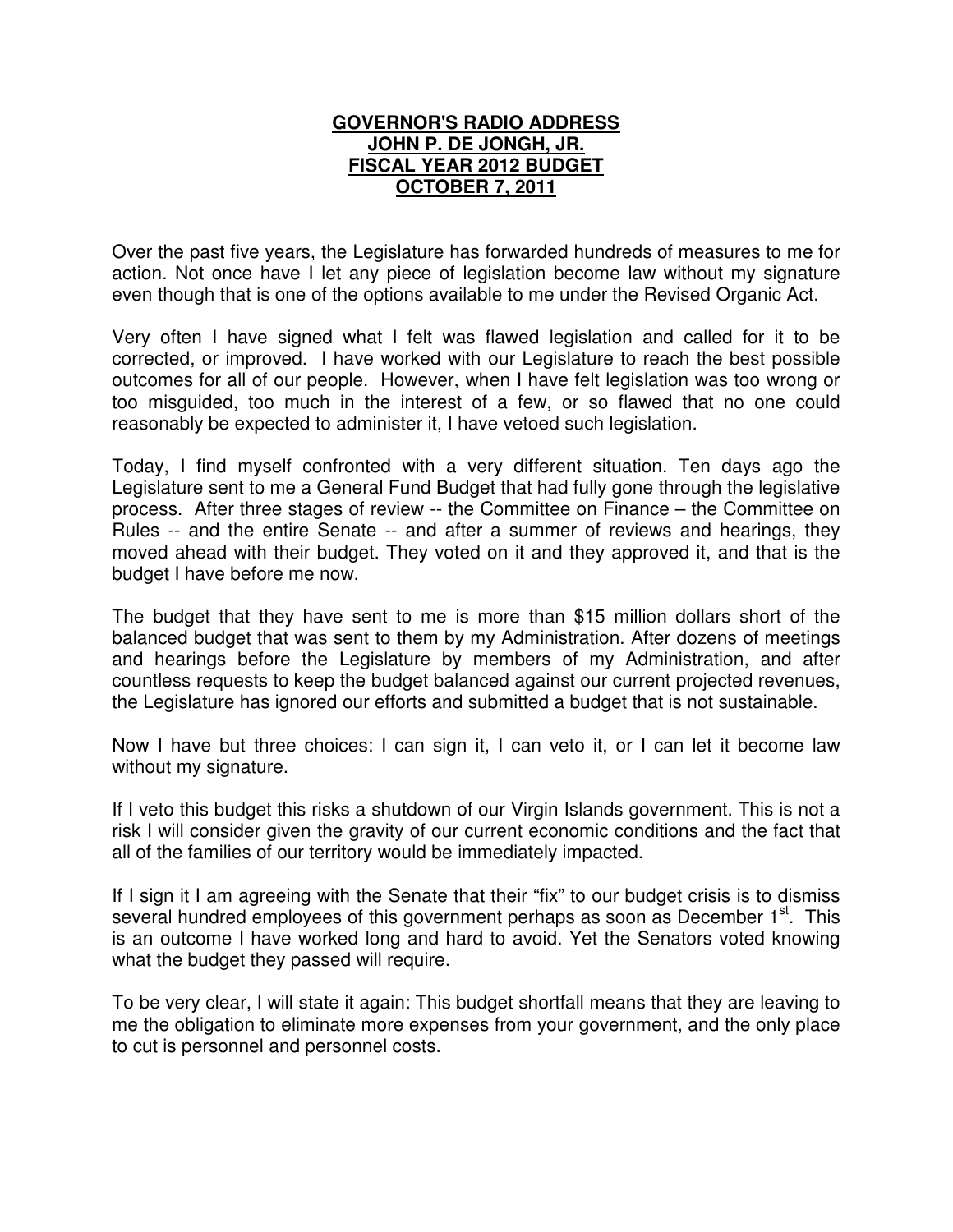# GOVERNOR'S RADIO ADDRESS
# JOHN P. DE JONGH, JR.
# FISCAL YEAR 2012 BUDGET
# OCTOBER 7, 2011

Over the past five years, the Legislature has forwarded hundreds of measures to me for action. Not once have I let any piece of legislation become law without my signature even though that is one of the options available to me under the Revised Organic Act.

Very often I have signed what I felt was flawed legislation and called for it to be corrected, or improved. I have worked with our Legislature to reach the best possible outcomes for all of our people. However, when I have felt legislation was too wrong or too misguided, too much in the interest of a few, or so flawed that no one could reasonably be expected to administer it, I have vetoed such legislation.

Today, I find myself confronted with a very different situation. Ten days ago the Legislature sent to me a General Fund Budget that had fully gone through the legislative process. After three stages of review -- the Committee on Finance – the Committee on Rules -- and the entire Senate -- and after a summer of reviews and hearings, they moved ahead with their budget. They voted on it and they approved it, and that is the budget I have before me now.

The budget that they have sent to me is more than $15 million dollars short of the balanced budget that was sent to them by my Administration. After dozens of meetings and hearings before the Legislature by members of my Administration, and after countless requests to keep the budget balanced against our current projected revenues, the Legislature has ignored our efforts and submitted a budget that is not sustainable.

Now I have but three choices: I can sign it, I can veto it, or I can let it become law without my signature.

If I veto this budget this risks a shutdown of our Virgin Islands government. This is not a risk I will consider given the gravity of our current economic conditions and the fact that all of the families of our territory would be immediately impacted.

If I sign it I am agreeing with the Senate that their "fix" to our budget crisis is to dismiss several hundred employees of this government perhaps as soon as December 1st. This is an outcome I have worked long and hard to avoid. Yet the Senators voted knowing what the budget they passed will require.

To be very clear, I will state it again: This budget shortfall means that they are leaving to me the obligation to eliminate more expenses from your government, and the only place to cut is personnel and personnel costs.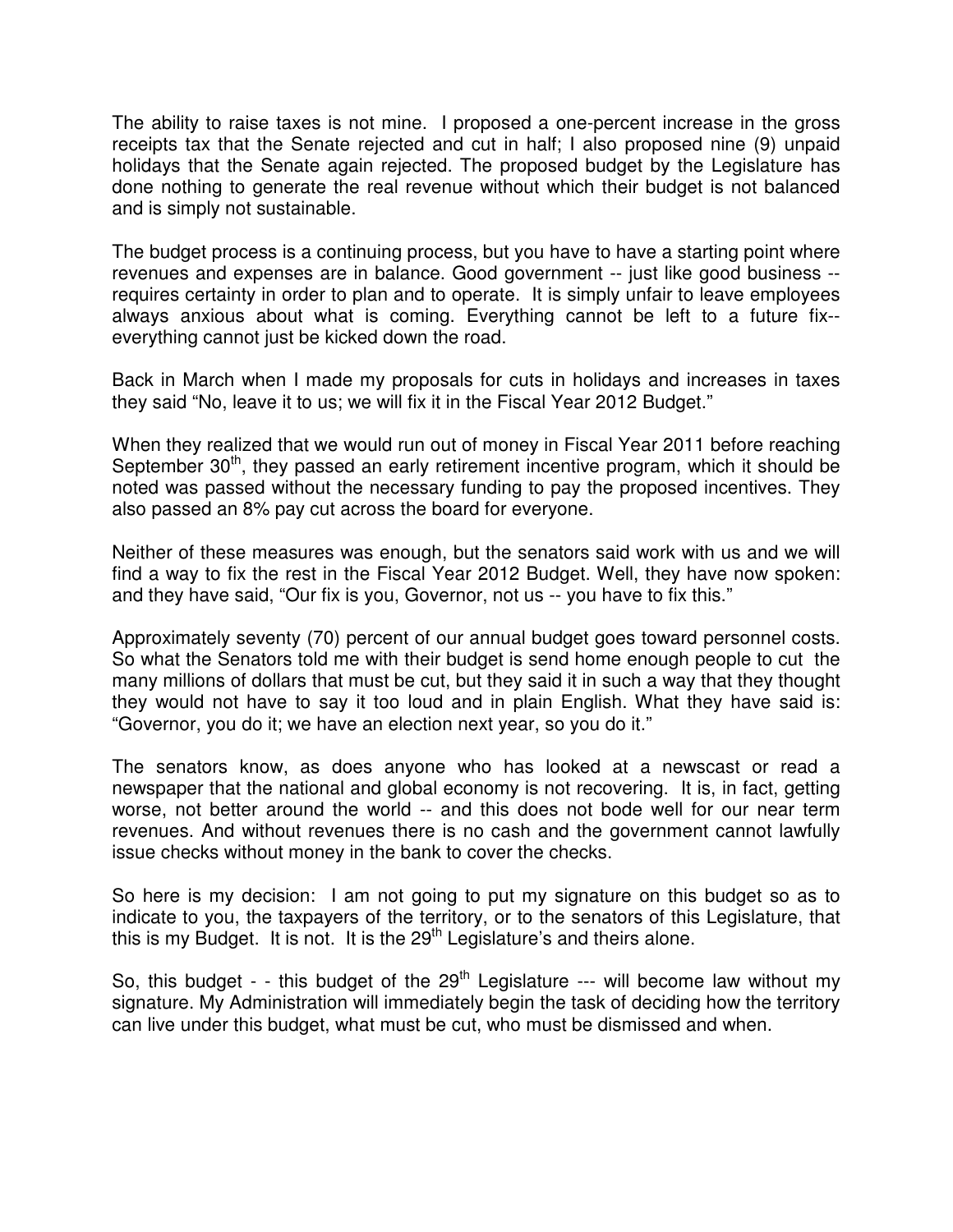The ability to raise taxes is not mine. I proposed a one-percent increase in the gross receipts tax that the Senate rejected and cut in half; I also proposed nine (9) unpaid holidays that the Senate again rejected. The proposed budget by the Legislature has done nothing to generate the real revenue without which their budget is not balanced and is simply not sustainable.

The budget process is a continuing process, but you have to have a starting point where revenues and expenses are in balance. Good government -- just like good business -- requires certainty in order to plan and to operate. It is simply unfair to leave employees always anxious about what is coming. Everything cannot be left to a future fix-- everything cannot just be kicked down the road.

Back in March when I made my proposals for cuts in holidays and increases in taxes they said "No, leave it to us; we will fix it in the Fiscal Year 2012 Budget."

When they realized that we would run out of money in Fiscal Year 2011 before reaching September 30th, they passed an early retirement incentive program, which it should be noted was passed without the necessary funding to pay the proposed incentives. They also passed an 8% pay cut across the board for everyone.

Neither of these measures was enough, but the senators said work with us and we will find a way to fix the rest in the Fiscal Year 2012 Budget. Well, they have now spoken: and they have said, "Our fix is you, Governor, not us -- you have to fix this."

Approximately seventy (70) percent of our annual budget goes toward personnel costs. So what the Senators told me with their budget is send home enough people to cut the many millions of dollars that must be cut, but they said it in such a way that they thought they would not have to say it too loud and in plain English. What they have said is: "Governor, you do it; we have an election next year, so you do it."

The senators know, as does anyone who has looked at a newscast or read a newspaper that the national and global economy is not recovering. It is, in fact, getting worse, not better around the world -- and this does not bode well for our near term revenues. And without revenues there is no cash and the government cannot lawfully issue checks without money in the bank to cover the checks.

So here is my decision: I am not going to put my signature on this budget so as to indicate to you, the taxpayers of the territory, or to the senators of this Legislature, that this is my Budget. It is not. It is the 29th Legislature's and theirs alone.

So, this budget - - this budget of the 29th Legislature --- will become law without my signature. My Administration will immediately begin the task of deciding how the territory can live under this budget, what must be cut, who must be dismissed and when.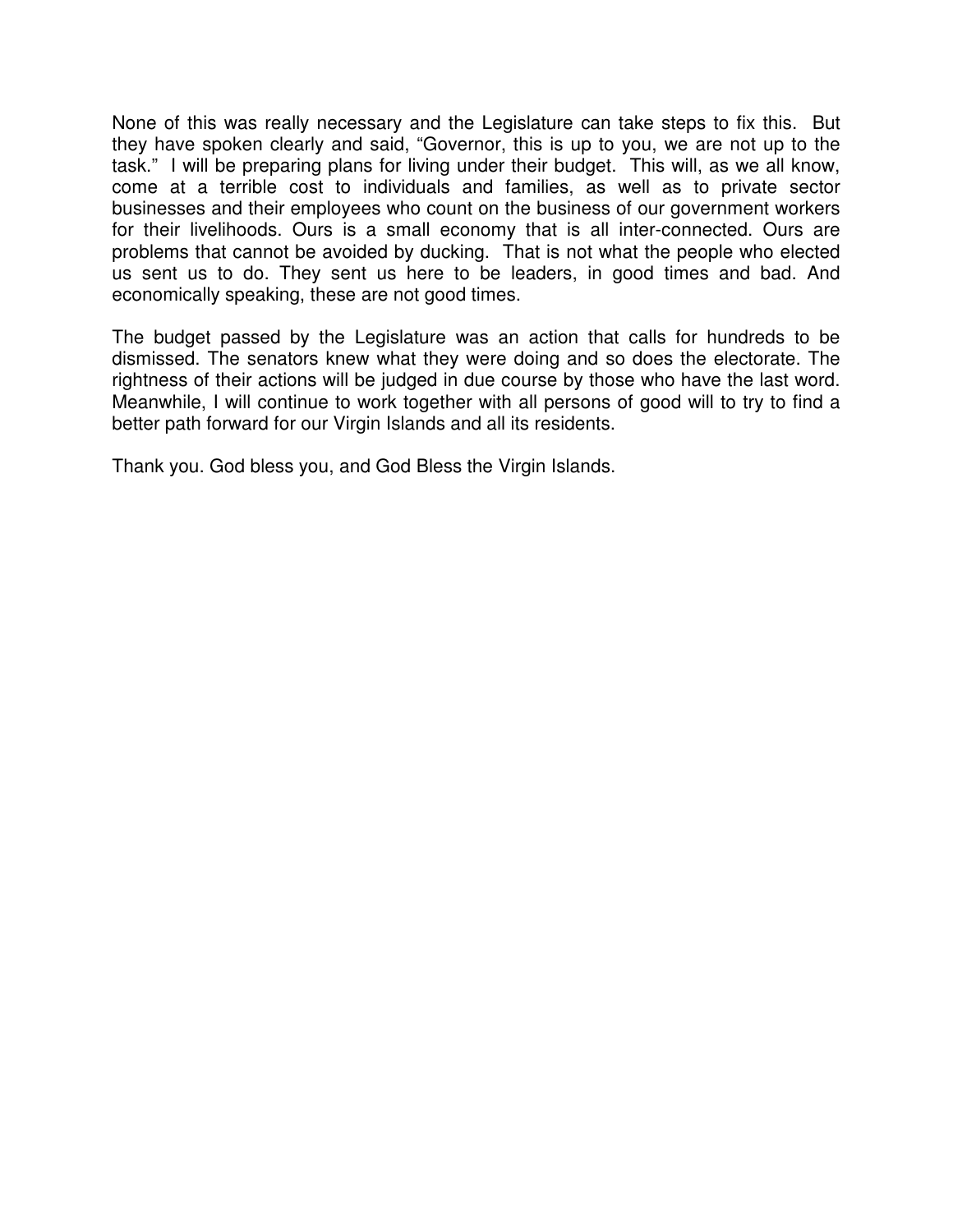None of this was really necessary and the Legislature can take steps to fix this. But they have spoken clearly and said, “Governor, this is up to you, we are not up to the task.” I will be preparing plans for living under their budget. This will, as we all know, come at a terrible cost to individuals and families, as well as to private sector businesses and their employees who count on the business of our government workers for their livelihoods. Ours is a small economy that is all inter-connected. Ours are problems that cannot be avoided by ducking. That is not what the people who elected us sent us to do. They sent us here to be leaders, in good times and bad. And economically speaking, these are not good times.

The budget passed by the Legislature was an action that calls for hundreds to be dismissed. The senators knew what they were doing and so does the electorate. The rightness of their actions will be judged in due course by those who have the last word. Meanwhile, I will continue to work together with all persons of good will to try to find a better path forward for our Virgin Islands and all its residents.

Thank you. God bless you, and God Bless the Virgin Islands.